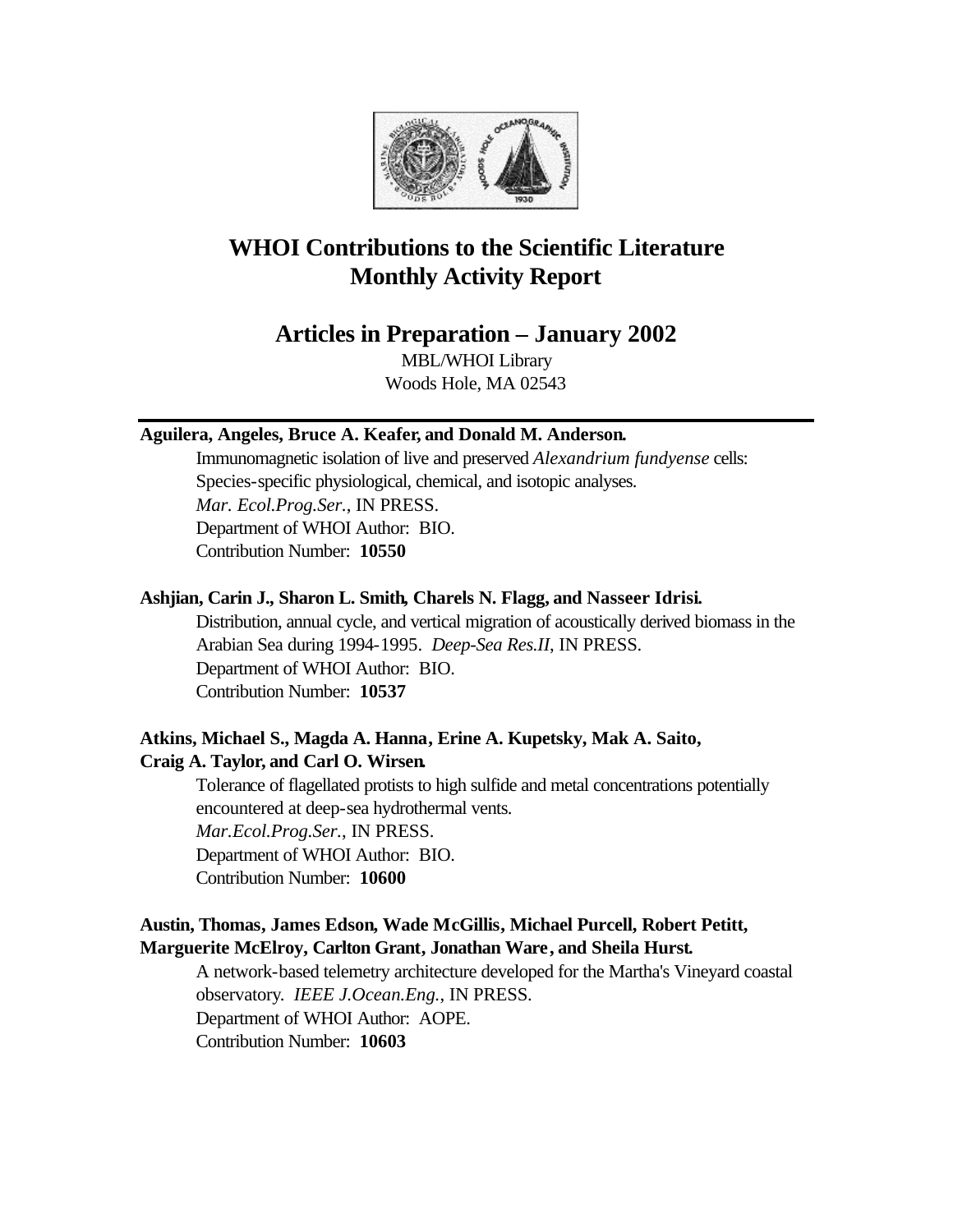# WHOI Contributions to the Scientific Literature Monthly Activity Report

## Articles in Preparation – January 2002

MBL/WHOI Library
Woods Hole, MA 02543

---

**Aguilera, Angeles, Bruce A. Keafer, and Donald M. Anderson.**

Immunomagnetic isolation of live and preserved *Alexandrium fundyense* cells: Species-specific physiological, chemical, and isotopic analyses.
*Mar. Ecol.Prog.Ser.*, IN PRESS.
Department of WHOI Author: BIO.
Contribution Number: **10550**

**Ashjian, Carin J., Sharon L. Smith, Charels N. Flagg, and Nasseer Idrisi.**

Distribution, annual cycle, and vertical migration of acoustically derived biomass in the Arabian Sea during 1994-1995. *Deep-Sea Res.II*, IN PRESS.
Department of WHOI Author: BIO.
Contribution Number: **10537**

**Atkins, Michael S., Magda A. Hanna, Erine A. Kupetsky, Mak A. Saito, Craig A. Taylor, and Carl O. Wirsen.**

Tolerance of flagellated protists to high sulfide and metal concentrations potentially encountered at deep-sea hydrothermal vents.
*Mar.Ecol.Prog.Ser.*, IN PRESS.
Department of WHOI Author: BIO.
Contribution Number: **10600**

**Austin, Thomas, James Edson, Wade McGillis, Michael Purcell, Robert Petitt, Marguerite McElroy, Carlton Grant, Jonathan Ware, and Sheila Hurst.**

A network-based telemetry architecture developed for the Martha's Vineyard coastal observatory. *IEEE J.Ocean.Eng.*, IN PRESS.
Department of WHOI Author: AOPE.
Contribution Number: **10603**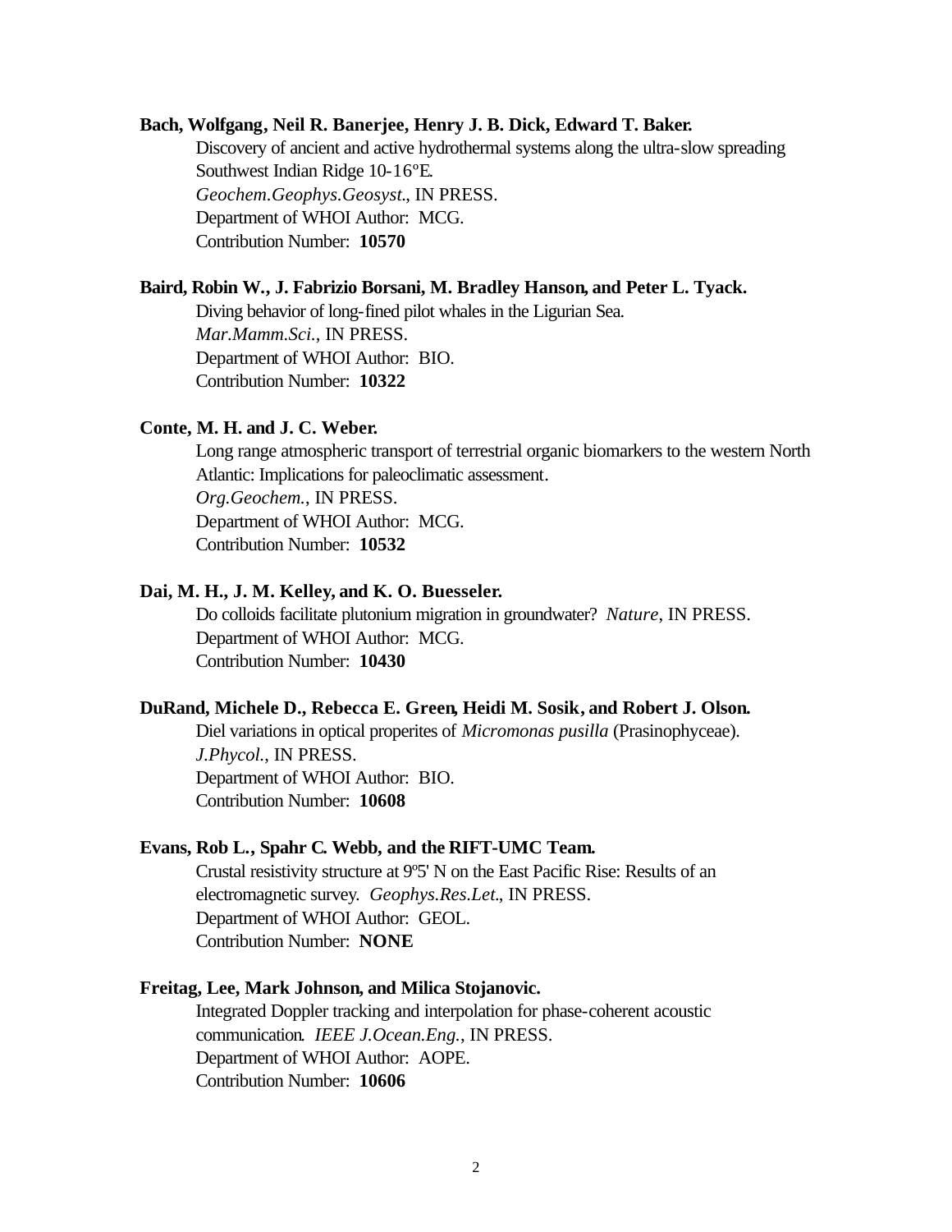**Bach, Wolfgang, Neil R. Banerjee, Henry J. B. Dick, Edward T. Baker.**

Discovery of ancient and active hydrothermal systems along the ultra-slow spreading Southwest Indian Ridge 10-16ºE.
*Geochem.Geophys.Geosyst.*, IN PRESS.
Department of WHOI Author: MCG.
Contribution Number: **10570**

**Baird, Robin W., J. Fabrizio Borsani, M. Bradley Hanson, and Peter L. Tyack.**

Diving behavior of long-fined pilot whales in the Ligurian Sea.
*Mar.Mamm.Sci.*, IN PRESS.
Department of WHOI Author: BIO.
Contribution Number: **10322**

**Conte, M. H. and J. C. Weber.**

Long range atmospheric transport of terrestrial organic biomarkers to the western North Atlantic: Implications for paleoclimatic assessment.
*Org.Geochem.*, IN PRESS.
Department of WHOI Author: MCG.
Contribution Number: **10532**

**Dai, M. H., J. M. Kelley, and K. O. Buesseler.**

Do colloids facilitate plutonium migration in groundwater? *Nature*, IN PRESS.
Department of WHOI Author: MCG.
Contribution Number: **10430**

**DuRand, Michele D., Rebecca E. Green, Heidi M. Sosik, and Robert J. Olson.**

Diel variations in optical properites of *Micromonas pusilla* (Prasinophyceae).
*J.Phycol.*, IN PRESS.
Department of WHOI Author: BIO.
Contribution Number: **10608**

**Evans, Rob L., Spahr C. Webb, and the RIFT-UMC Team.**

Crustal resistivity structure at 9º5' N on the East Pacific Rise: Results of an electromagnetic survey. *Geophys.Res.Let.*, IN PRESS.
Department of WHOI Author: GEOL.
Contribution Number: **NONE**

**Freitag, Lee, Mark Johnson, and Milica Stojanovic.**

Integrated Doppler tracking and interpolation for phase-coherent acoustic communication. *IEEE J.Ocean.Eng.*, IN PRESS.
Department of WHOI Author: AOPE.
Contribution Number: **10606**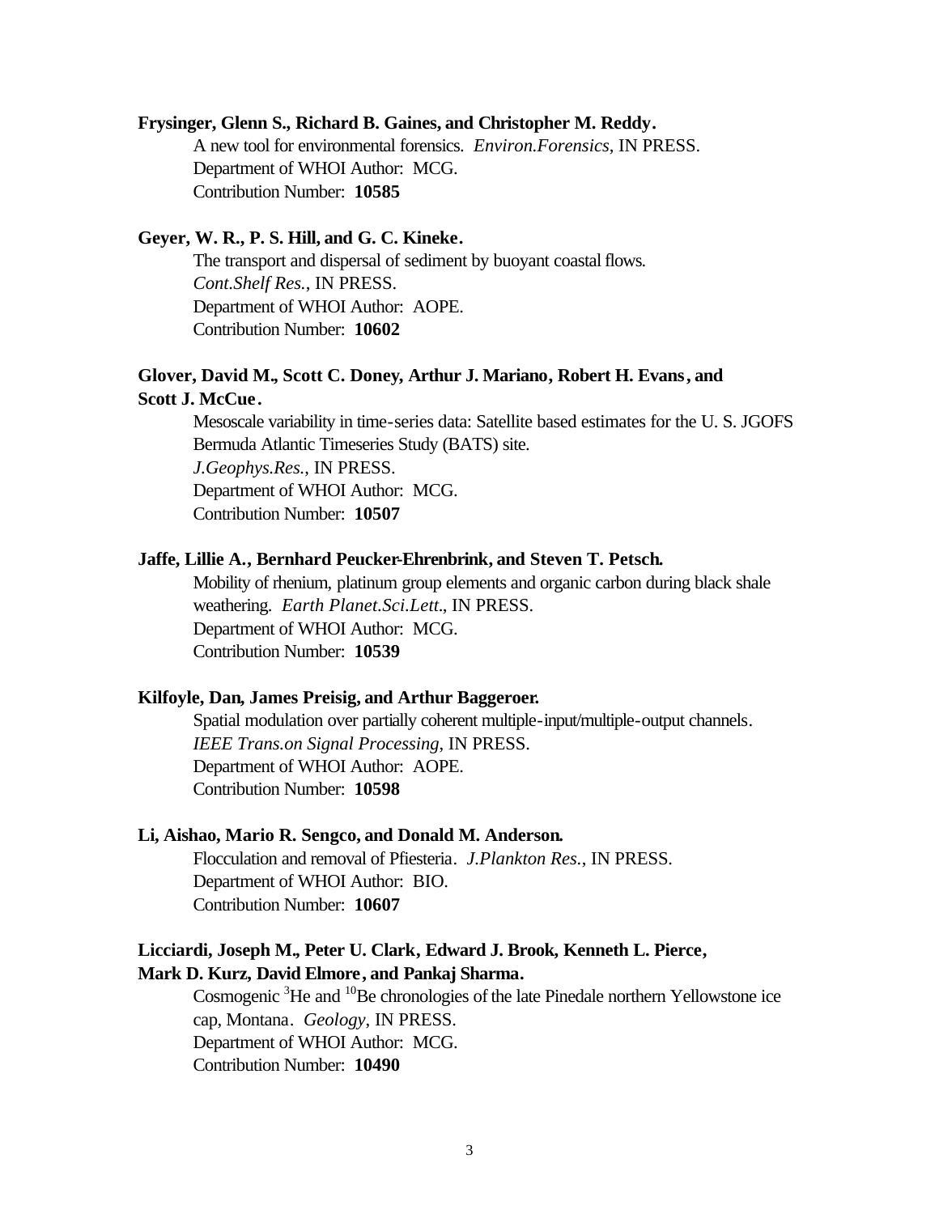**Frysinger, Glenn S., Richard B. Gaines, and Christopher M. Reddy.**

A new tool for environmental forensics. *Environ.Forensics*, IN PRESS.
Department of WHOI Author: MCG.
Contribution Number: **10585**

**Geyer, W. R., P. S. Hill, and G. C. Kineke.**

The transport and dispersal of sediment by buoyant coastal flows.
*Cont.Shelf Res.*, IN PRESS.
Department of WHOI Author: AOPE.
Contribution Number: **10602**

**Glover, David M., Scott C. Doney, Arthur J. Mariano, Robert H. Evans, and Scott J. McCue.**

Mesoscale variability in time-series data: Satellite based estimates for the U. S. JGOFS Bermuda Atlantic Timeseries Study (BATS) site.
*J.Geophys.Res.*, IN PRESS.
Department of WHOI Author: MCG.
Contribution Number: **10507**

**Jaffe, Lillie A., Bernhard Peucker-Ehrenbrink, and Steven T. Petsch.**

Mobility of rhenium, platinum group elements and organic carbon during black shale weathering. *Earth Planet.Sci.Lett.*, IN PRESS.
Department of WHOI Author: MCG.
Contribution Number: **10539**

**Kilfoyle, Dan, James Preisig, and Arthur Baggeroer.**

Spatial modulation over partially coherent multiple-input/multiple-output channels. *IEEE Trans.on Signal Processing*, IN PRESS.
Department of WHOI Author: AOPE.
Contribution Number: **10598**

**Li, Aishao, Mario R. Sengco, and Donald M. Anderson.**

Flocculation and removal of Pfiesteria. *J.Plankton Res.*, IN PRESS.
Department of WHOI Author: BIO.
Contribution Number: **10607**

**Licciardi, Joseph M., Peter U. Clark, Edward J. Brook, Kenneth L. Pierce, Mark D. Kurz, David Elmore, and Pankaj Sharma.**

Cosmogenic $^{3}He$ and $^{10}Be$ chronologies of the late Pinedale northern Yellowstone ice cap, Montana. *Geology*, IN PRESS.
Department of WHOI Author: MCG.
Contribution Number: **10490**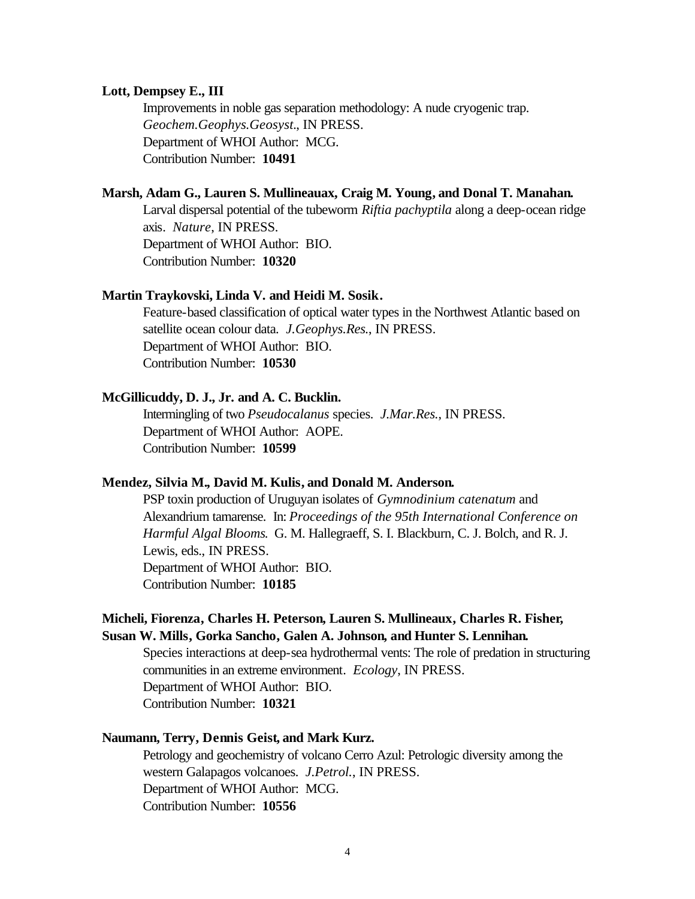**Lott, Dempsey E., III**

Improvements in noble gas separation methodology: A nude cryogenic trap. *Geochem.Geophys.Geosyst.*, IN PRESS.
Department of WHOI Author: MCG.
Contribution Number: **10491**

**Marsh, Adam G., Lauren S. Mullineauax, Craig M. Young, and Donal T. Manahan.**

Larval dispersal potential of the tubeworm *Riftia pachyptila* along a deep-ocean ridge axis. *Nature*, IN PRESS.
Department of WHOI Author: BIO.
Contribution Number: **10320**

**Martin Traykovski, Linda V. and Heidi M. Sosik.**

Feature-based classification of optical water types in the Northwest Atlantic based on satellite ocean colour data. *J.Geophys.Res.*, IN PRESS.
Department of WHOI Author: BIO.
Contribution Number: **10530**

**McGillicuddy, D. J., Jr. and A. C. Bucklin.**

Intermingling of two *Pseudocalanus* species. *J.Mar.Res.*, IN PRESS.
Department of WHOI Author: AOPE.
Contribution Number: **10599**

**Mendez, Silvia M., David M. Kulis, and Donald M. Anderson.**

PSP toxin production of Uruguyan isolates of *Gymnodinium catenatum* and Alexandrium tamarense. In: *Proceedings of the 95th International Conference on Harmful Algal Blooms.* G. M. Hallegraeff, S. I. Blackburn, C. J. Bolch, and R. J. Lewis, eds., IN PRESS.
Department of WHOI Author: BIO.
Contribution Number: **10185**

**Micheli, Fiorenza, Charles H. Peterson, Lauren S. Mullineaux, Charles R. Fisher, Susan W. Mills, Gorka Sancho, Galen A. Johnson, and Hunter S. Lennihan.**

Species interactions at deep-sea hydrothermal vents: The role of predation in structuring communities in an extreme environment. *Ecology*, IN PRESS.
Department of WHOI Author: BIO.
Contribution Number: **10321**

**Naumann, Terry, Dennis Geist, and Mark Kurz.**

Petrology and geochemistry of volcano Cerro Azul: Petrologic diversity among the western Galapagos volcanoes. *J.Petrol.*, IN PRESS.
Department of WHOI Author: MCG.
Contribution Number: **10556**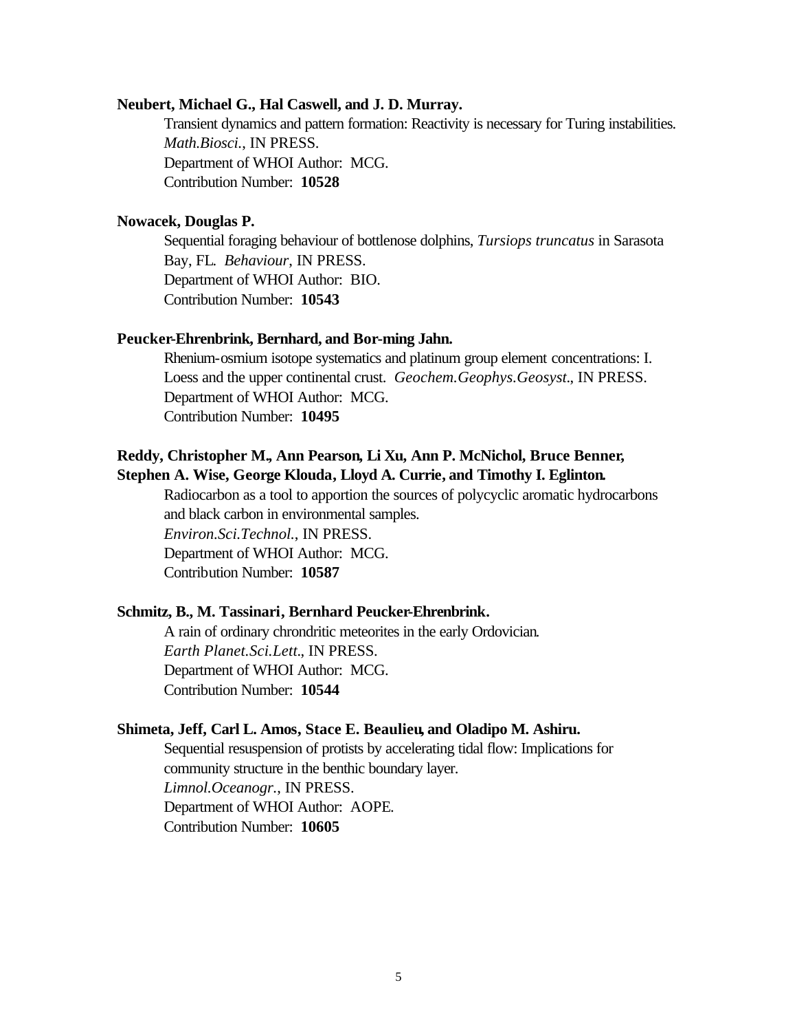**Neubert, Michael G., Hal Caswell, and J. D. Murray.**

Transient dynamics and pattern formation: Reactivity is necessary for Turing instabilities. *Math.Biosci.*, IN PRESS.
Department of WHOI Author: MCG.
Contribution Number: **10528**

**Nowacek, Douglas P.**

Sequential foraging behaviour of bottlenose dolphins, *Tursiops truncatus* in Sarasota Bay, FL. *Behaviour*, IN PRESS.
Department of WHOI Author: BIO.
Contribution Number: **10543**

**Peucker-Ehrenbrink, Bernhard, and Bor-ming Jahn.**

Rhenium-osmium isotope systematics and platinum group element concentrations: I. Loess and the upper continental crust. *Geochem.Geophys.Geosyst.*, IN PRESS.
Department of WHOI Author: MCG.
Contribution Number: **10495**

**Reddy, Christopher M., Ann Pearson, Li Xu, Ann P. McNichol, Bruce Benner, Stephen A. Wise, George Klouda, Lloyd A. Currie, and Timothy I. Eglinton.**

Radiocarbon as a tool to apportion the sources of polycyclic aromatic hydrocarbons and black carbon in environmental samples.
*Environ.Sci.Technol.*, IN PRESS.
Department of WHOI Author: MCG.
Contribution Number: **10587**

**Schmitz, B., M. Tassinari, Bernhard Peucker-Ehrenbrink.**

A rain of ordinary chrondritic meteorites in the early Ordovician.
*Earth Planet.Sci.Lett.*, IN PRESS.
Department of WHOI Author: MCG.
Contribution Number: **10544**

**Shimeta, Jeff, Carl L. Amos, Stace E. Beaulieu, and Oladipo M. Ashiru.**

Sequential resuspension of protists by accelerating tidal flow: Implications for community structure in the benthic boundary layer.
*Limnol.Oceanogr.*, IN PRESS.
Department of WHOI Author: AOPE.
Contribution Number: **10605**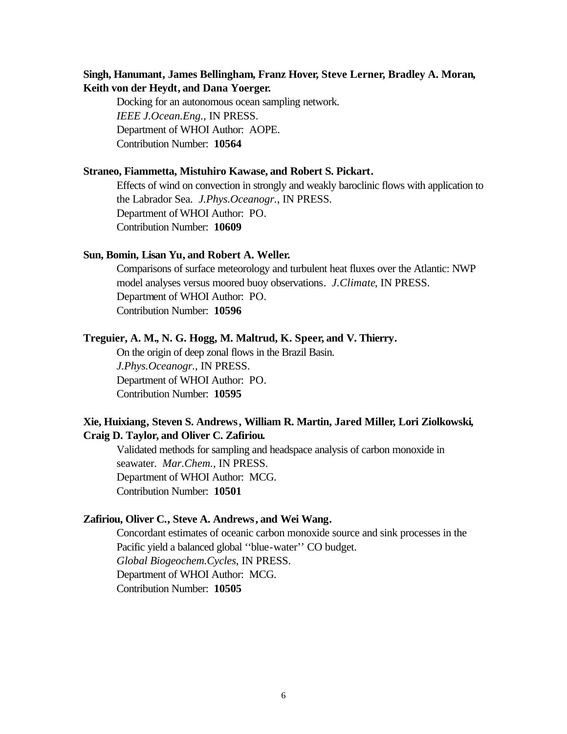**Singh, Hanumant, James Bellingham, Franz Hover, Steve Lerner, Bradley A. Moran, Keith von der Heydt, and Dana Yoerger.**

Docking for an autonomous ocean sampling network.
*IEEE J.Ocean.Eng.*, IN PRESS.
Department of WHOI Author: AOPE.
Contribution Number: **10564**

**Straneo, Fiammetta, Mistuhiro Kawase, and Robert S. Pickart.**

Effects of wind on convection in strongly and weakly baroclinic flows with application to the Labrador Sea. *J.Phys.Oceanogr.*, IN PRESS.
Department of WHOI Author: PO.
Contribution Number: **10609**

**Sun, Bomin, Lisan Yu, and Robert A. Weller.**

Comparisons of surface meteorology and turbulent heat fluxes over the Atlantic: NWP model analyses versus moored buoy observations. *J.Climate*, IN PRESS.
Department of WHOI Author: PO.
Contribution Number: **10596**

**Treguier, A. M., N. G. Hogg, M. Maltrud, K. Speer, and V. Thierry.**

On the origin of deep zonal flows in the Brazil Basin.
*J.Phys.Oceanogr.*, IN PRESS.
Department of WHOI Author: PO.
Contribution Number: **10595**

**Xie, Huixiang, Steven S. Andrews, William R. Martin, Jared Miller, Lori Ziolkowski, Craig D. Taylor, and Oliver C. Zafiriou.**

Validated methods for sampling and headspace analysis of carbon monoxide in seawater. *Mar.Chem.*, IN PRESS.
Department of WHOI Author: MCG.
Contribution Number: **10501**

**Zafiriou, Oliver C., Steve A. Andrews, and Wei Wang.**

Concordant estimates of oceanic carbon monoxide source and sink processes in the Pacific yield a balanced global ''blue-water'' CO budget.
*Global Biogeochem.Cycles*, IN PRESS.
Department of WHOI Author: MCG.
Contribution Number: **10505**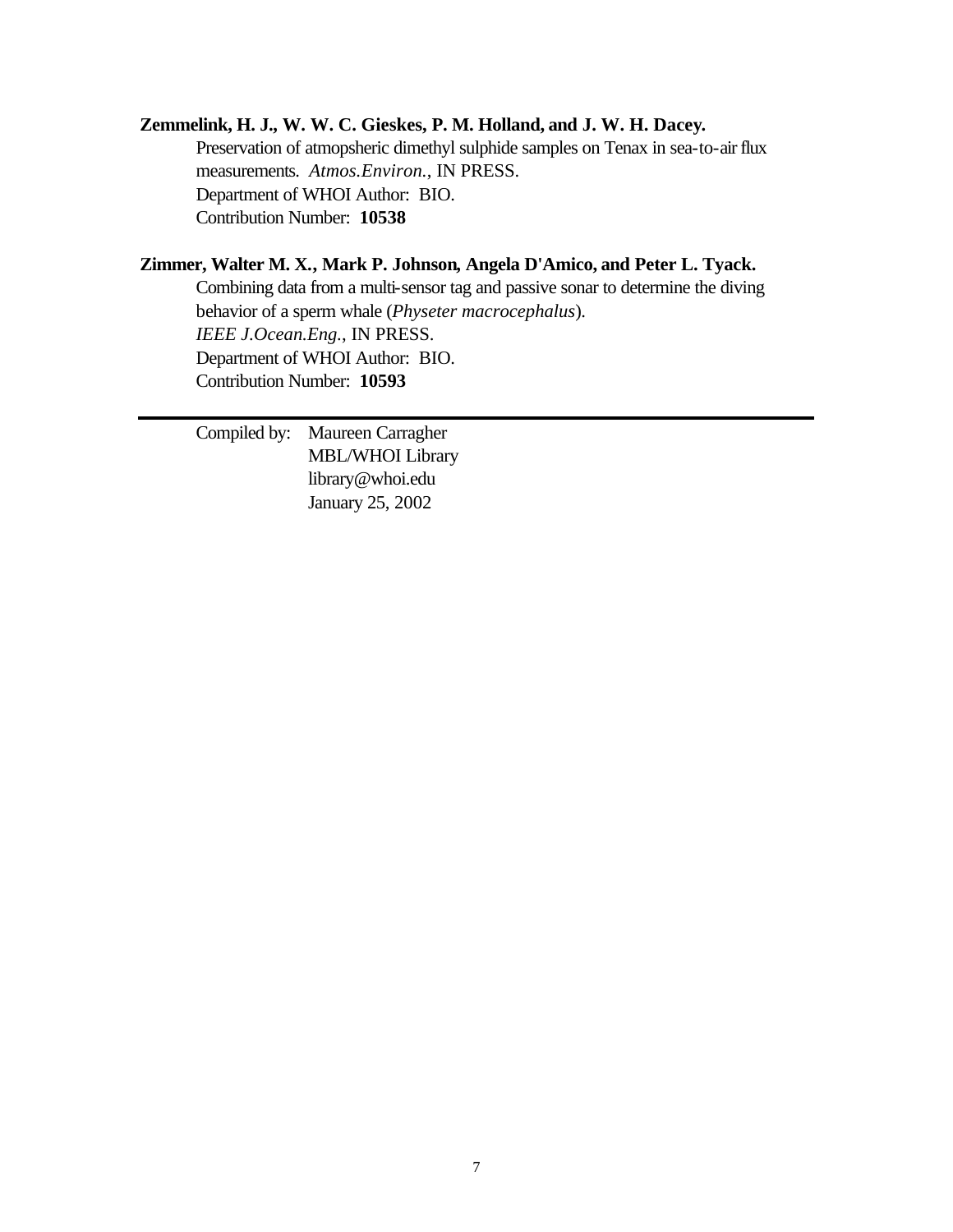**Zemmelink, H. J., W. W. C. Gieskes, P. M. Holland, and J. W. H. Dacey.**

Preservation of atmopsheric dimethyl sulphide samples on Tenax in sea-to-air flux measurements. *Atmos.Environ.*, IN PRESS.
Department of WHOI Author: BIO.
Contribution Number: **10538**

**Zimmer, Walter M. X., Mark P. Johnson, Angela D'Amico, and Peter L. Tyack.**

Combining data from a multi-sensor tag and passive sonar to determine the diving behavior of a sperm whale (*Physeter macrocephalus*).
*IEEE J.Ocean.Eng.*, IN PRESS.
Department of WHOI Author: BIO.
Contribution Number: **10593**

---

Compiled by: Maureen Carragher
MBL/WHOI Library
library@whoi.edu
January 25, 2002